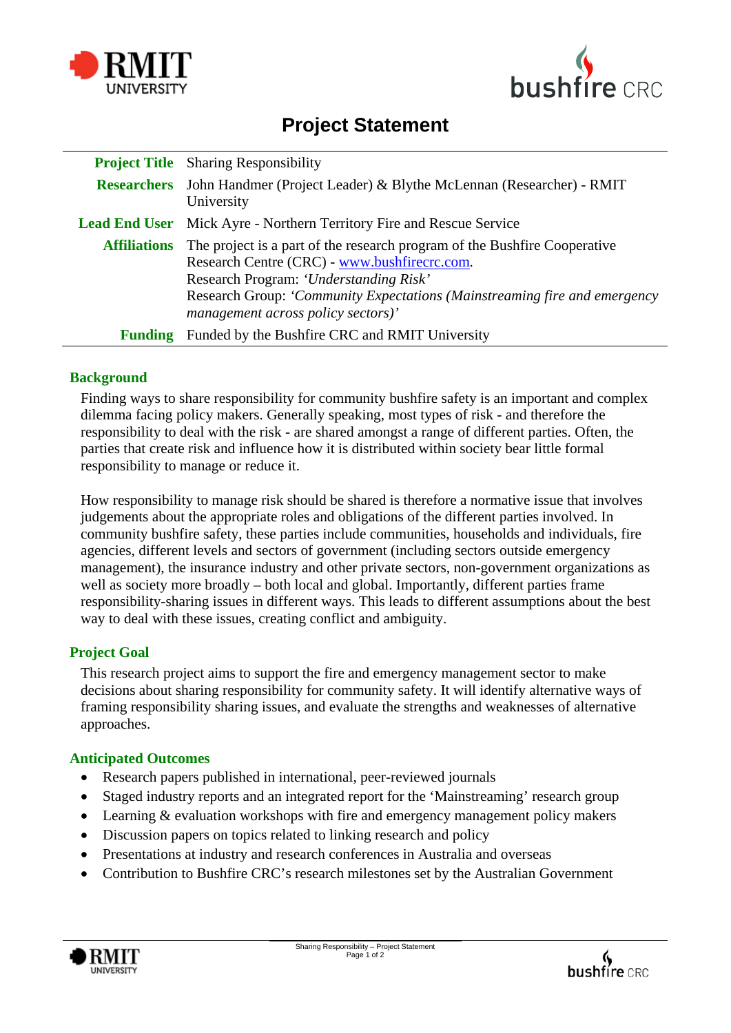# Project Statement

| | |
|---|---|
| **Project Title** | Sharing Responsibility |
| **Researchers** | John Handmer (Project Leader) & Blythe McLennan (Researcher) - RMIT University |
| **Lead End User** | Mick Ayre - Northern Territory Fire and Rescue Service |
| **Affiliations** | The project is a part of the research program of the Bushfire Cooperative Research Centre (CRC) - www.bushfirecrc.com. Research Program: *'Understanding Risk'* Research Group: *'Community Expectations (Mainstreaming fire and emergency management across policy sectors)'* |
| **Funding** | Funded by the Bushfire CRC and RMIT University |

## Background

Finding ways to share responsibility for community bushfire safety is an important and complex dilemma facing policy makers. Generally speaking, most types of risk - and therefore the responsibility to deal with the risk - are shared amongst a range of different parties. Often, the parties that create risk and influence how it is distributed within society bear little formal responsibility to manage or reduce it.

How responsibility to manage risk should be shared is therefore a normative issue that involves judgements about the appropriate roles and obligations of the different parties involved. In community bushfire safety, these parties include communities, households and individuals, fire agencies, different levels and sectors of government (including sectors outside emergency management), the insurance industry and other private sectors, non-government organizations as well as society more broadly – both local and global. Importantly, different parties frame responsibility-sharing issues in different ways. This leads to different assumptions about the best way to deal with these issues, creating conflict and ambiguity.

## Project Goal

This research project aims to support the fire and emergency management sector to make decisions about sharing responsibility for community safety. It will identify alternative ways of framing responsibility sharing issues, and evaluate the strengths and weaknesses of alternative approaches.

## Anticipated Outcomes

- Research papers published in international, peer-reviewed journals
- Staged industry reports and an integrated report for the 'Mainstreaming' research group
- Learning & evaluation workshops with fire and emergency management policy makers
- Discussion papers on topics related to linking research and policy
- Presentations at industry and research conferences in Australia and overseas
- Contribution to Bushfire CRC's research milestones set by the Australian Government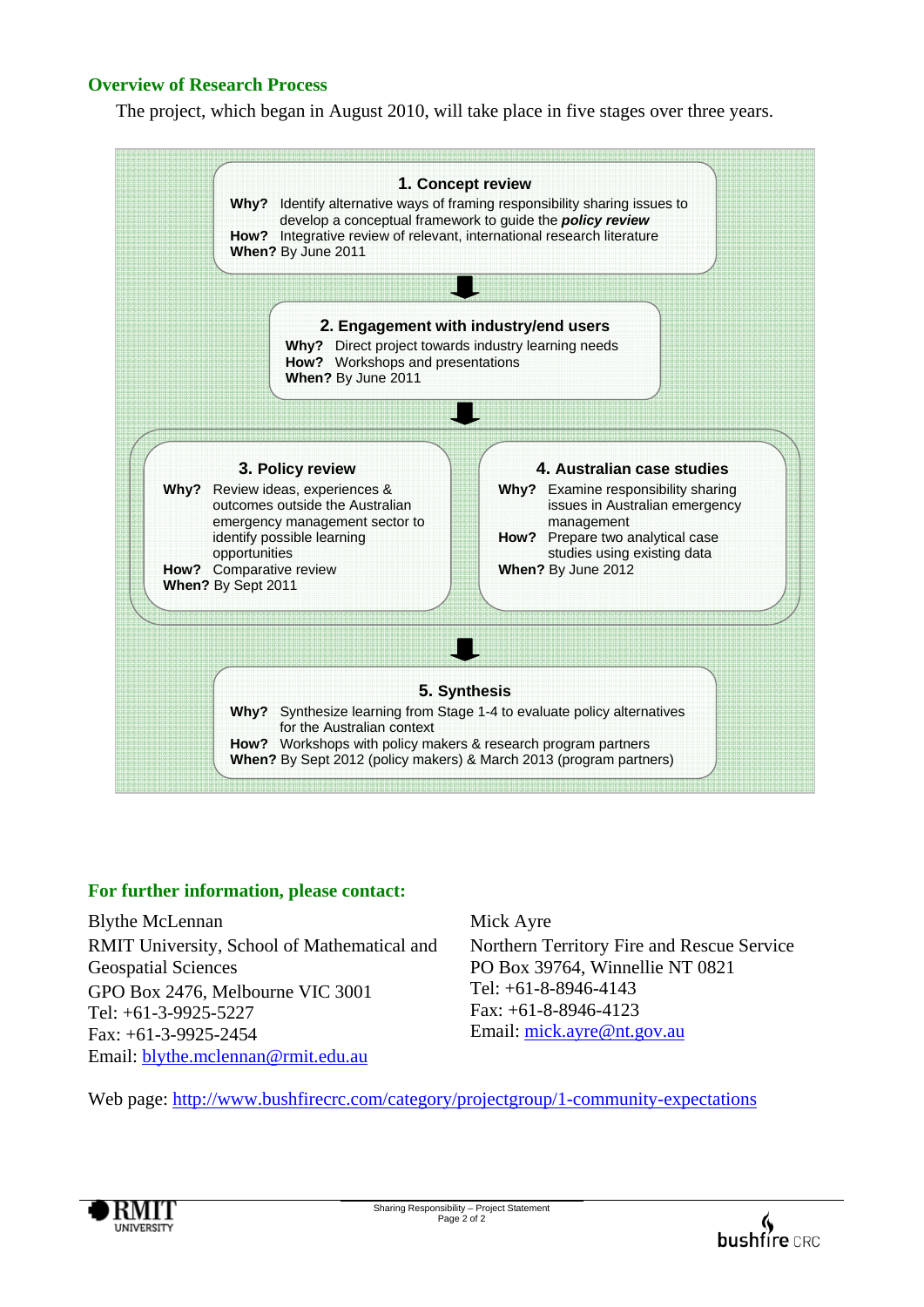## Overview of Research Process

The project, which began in August 2010, will take place in five stages over three years.

**1. Concept review**

**Why?** Identify alternative ways of framing responsibility sharing issues to develop a conceptual framework to guide the ***policy review***
**How?** Integrative review of relevant, international research literature
**When?** By June 2011

**2. Engagement with industry/end users**

**Why?** Direct project towards industry learning needs
**How?** Workshops and presentations
**When?** By June 2011

**3. Policy review**

**Why?** Review ideas, experiences & outcomes outside the Australian emergency management sector to identify possible learning opportunities
**How?** Comparative review
**When?** By Sept 2011

**4. Australian case studies**

**Why?** Examine responsibility sharing issues in Australian emergency management
**How?** Prepare two analytical case studies using existing data
**When?** By June 2012

**5. Synthesis**

**Why?** Synthesize learning from Stage 1-4 to evaluate policy alternatives for the Australian context
**How?** Workshops with policy makers & research program partners
**When?** By Sept 2012 (policy makers) & March 2013 (program partners)

## For further information, please contact:

Blythe McLennan
RMIT University, School of Mathematical and Geospatial Sciences
GPO Box 2476, Melbourne VIC 3001
Tel: +61-3-9925-5227
Fax: +61-3-9925-2454
Email: blythe.mclennan@rmit.edu.au

Mick Ayre
Northern Territory Fire and Rescue Service
PO Box 39764, Winnellie NT 0821
Tel: +61-8-8946-4143
Fax: +61-8-8946-4123
Email: mick.ayre@nt.gov.au

Web page: http://www.bushfirecrc.com/category/projectgroup/1-community-expectations